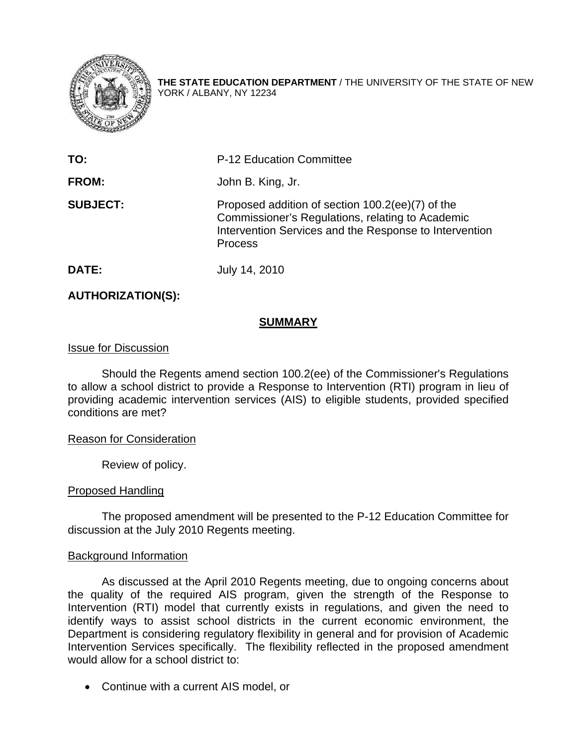**THE STATE EDUCATION DEPARTMENT** / THE UNIVERSITY OF THE STATE OF NEW YORK / ALBANY, NY 12234

| | |
|---|---|
| **TO:** | P-12 Education Committee |
| **FROM:** | John B. King, Jr. |
| **SUBJECT:** | Proposed addition of section 100.2(ee)(7) of the Commissioner's Regulations, relating to Academic Intervention Services and the Response to Intervention Process |
| **DATE:** | July 14, 2010 |

**AUTHORIZATION(S):**

## SUMMARY

Issue for Discussion

Should the Regents amend section 100.2(ee) of the Commissioner's Regulations to allow a school district to provide a Response to Intervention (RTI) program in lieu of providing academic intervention services (AIS) to eligible students, provided specified conditions are met?

Reason for Consideration

Review of policy.

Proposed Handling

The proposed amendment will be presented to the P-12 Education Committee for discussion at the July 2010 Regents meeting.

Background Information

As discussed at the April 2010 Regents meeting, due to ongoing concerns about the quality of the required AIS program, given the strength of the Response to Intervention (RTI) model that currently exists in regulations, and given the need to identify ways to assist school districts in the current economic environment, the Department is considering regulatory flexibility in general and for provision of Academic Intervention Services specifically. The flexibility reflected in the proposed amendment would allow for a school district to:

- Continue with a current AIS model, or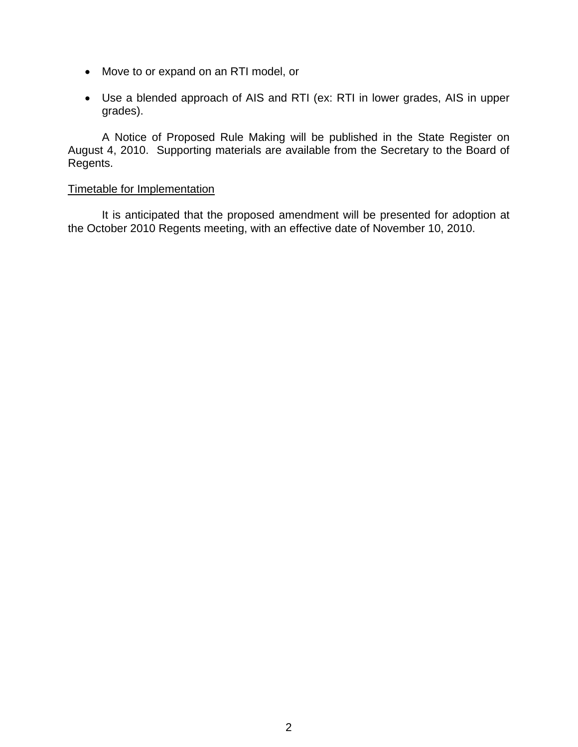- Move to or expand on an RTI model, or

- Use a blended approach of AIS and RTI (ex: RTI in lower grades, AIS in upper grades).

A Notice of Proposed Rule Making will be published in the State Register on August 4, 2010. Supporting materials are available from the Secretary to the Board of Regents.

Timetable for Implementation

It is anticipated that the proposed amendment will be presented for adoption at the October 2010 Regents meeting, with an effective date of November 10, 2010.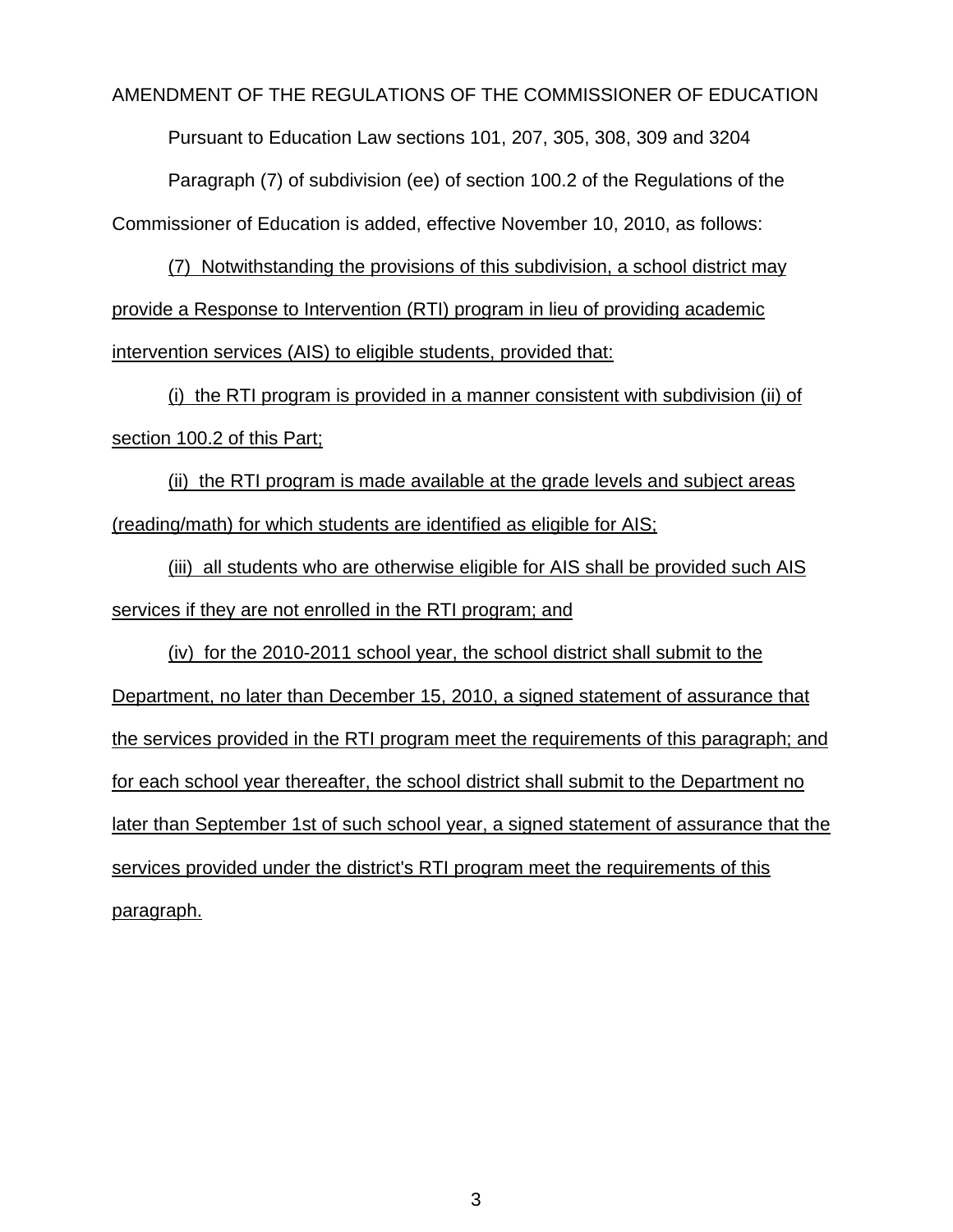AMENDMENT OF THE REGULATIONS OF THE COMMISSIONER OF EDUCATION

Pursuant to Education Law sections 101, 207, 305, 308, 309 and 3204

Paragraph (7) of subdivision (ee) of section 100.2 of the Regulations of the Commissioner of Education is added, effective November 10, 2010, as follows:

(7) Notwithstanding the provisions of this subdivision, a school district may provide a Response to Intervention (RTI) program in lieu of providing academic intervention services (AIS) to eligible students, provided that:

(i) the RTI program is provided in a manner consistent with subdivision (ii) of section 100.2 of this Part;

(ii) the RTI program is made available at the grade levels and subject areas (reading/math) for which students are identified as eligible for AIS;

(iii) all students who are otherwise eligible for AIS shall be provided such AIS services if they are not enrolled in the RTI program; and

(iv) for the 2010-2011 school year, the school district shall submit to the Department, no later than December 15, 2010, a signed statement of assurance that the services provided in the RTI program meet the requirements of this paragraph; and for each school year thereafter, the school district shall submit to the Department no later than September 1st of such school year, a signed statement of assurance that the services provided under the district's RTI program meet the requirements of this paragraph.